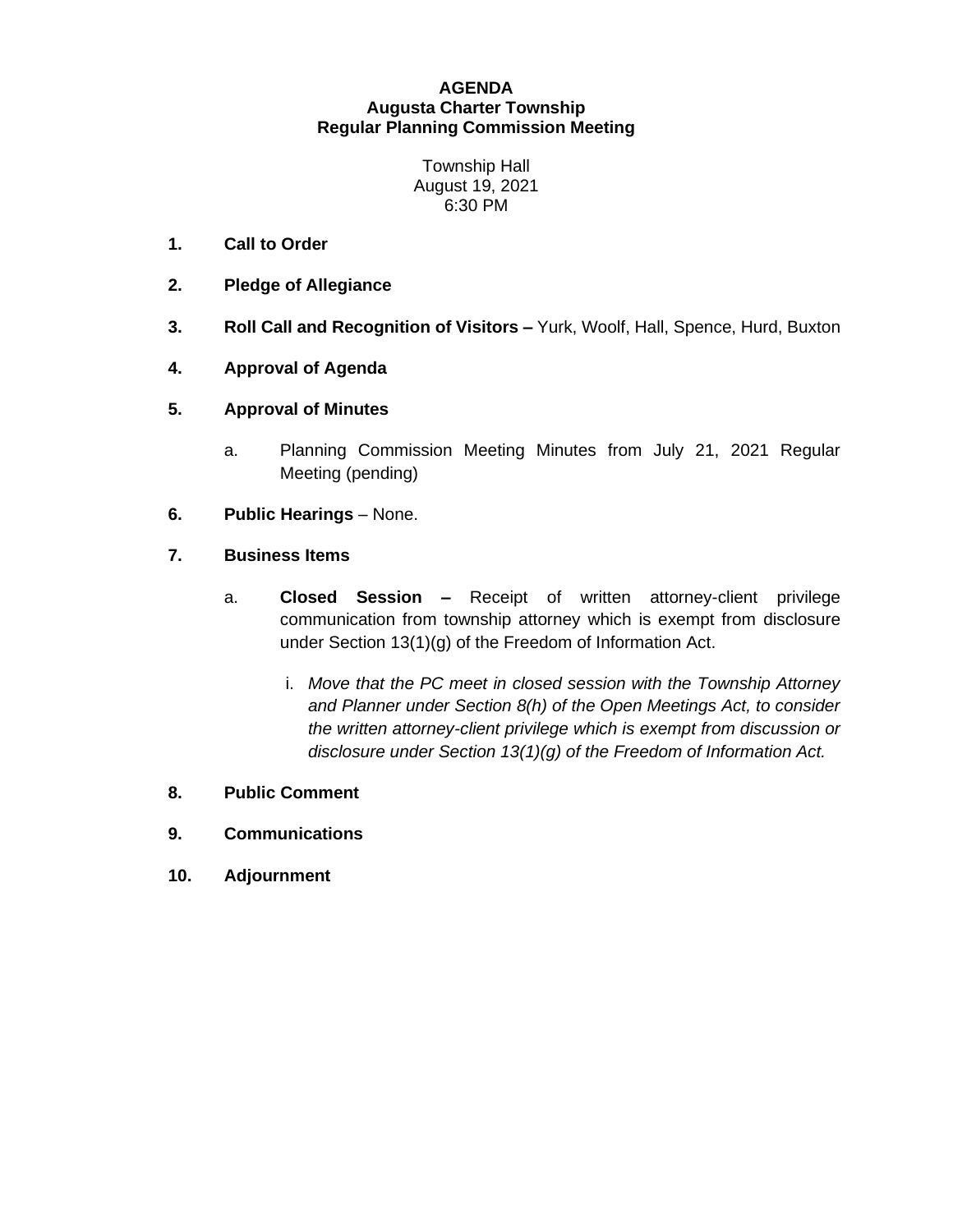# AGENDA
## Augusta Charter Township
## Regular Planning Commission Meeting

Township Hall
August 19, 2021
6:30 PM

1. **Call to Order**

2. **Pledge of Allegiance**

3. **Roll Call and Recognition of Visitors –** Yurk, Woolf, Hall, Spence, Hurd, Buxton

4. **Approval of Agenda**

5. **Approval of Minutes**

   a. Planning Commission Meeting Minutes from July 21, 2021 Regular Meeting (pending)

6. **Public Hearings** – None.

7. **Business Items**

   a. **Closed Session –** Receipt of written attorney-client privilege communication from township attorney which is exempt from disclosure under Section 13(1)(g) of the Freedom of Information Act.

      i. *Move that the PC meet in closed session with the Township Attorney and Planner under Section 8(h) of the Open Meetings Act, to consider the written attorney-client privilege which is exempt from discussion or disclosure under Section 13(1)(g) of the Freedom of Information Act.*

8. **Public Comment**

9. **Communications**

10. **Adjournment**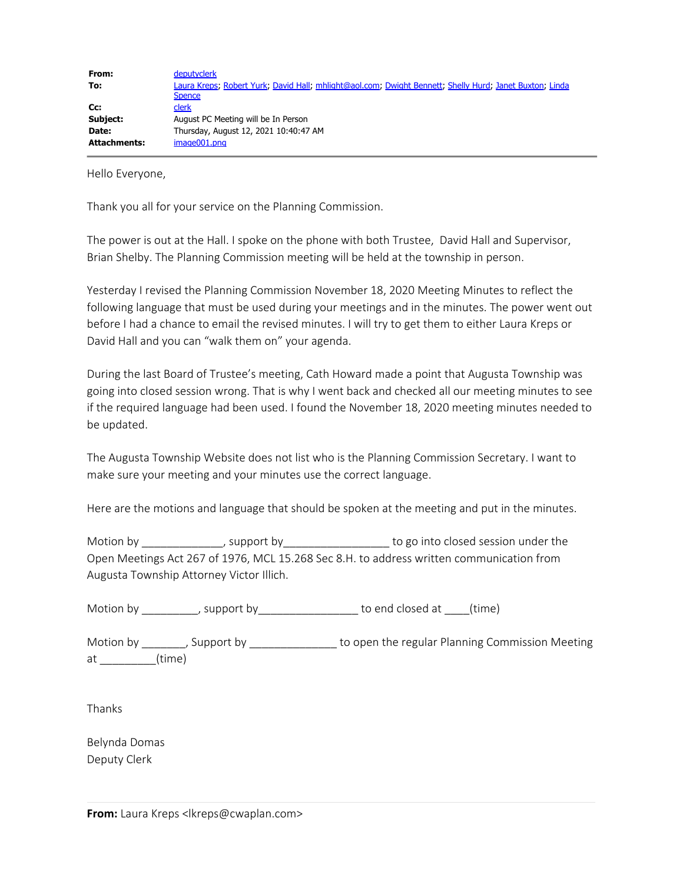| | |
|---|---|
| **From:** | deputyclerk |
| **To:** | Laura Kreps; Robert Yurk; David Hall; mhlight@aol.com; Dwight Bennett; Shelly Hurd; Janet Buxton; Linda Spence |
| **Cc:** | clerk |
| **Subject:** | August PC Meeting will be In Person |
| **Date:** | Thursday, August 12, 2021 10:40:47 AM |
| **Attachments:** | image001.png |

---

Hello Everyone,

Thank you all for your service on the Planning Commission.

The power is out at the Hall. I spoke on the phone with both Trustee, David Hall and Supervisor, Brian Shelby. The Planning Commission meeting will be held at the township in person.

Yesterday I revised the Planning Commission November 18, 2020 Meeting Minutes to reflect the following language that must be used during your meetings and in the minutes. The power went out before I had a chance to email the revised minutes. I will try to get them to either Laura Kreps or David Hall and you can "walk them on" your agenda.

During the last Board of Trustee's meeting, Cath Howard made a point that Augusta Township was going into closed session wrong. That is why I went back and checked all our meeting minutes to see if the required language had been used. I found the November 18, 2020 meeting minutes needed to be updated.

The Augusta Township Website does not list who is the Planning Commission Secretary. I want to make sure your meeting and your minutes use the correct language.

Here are the motions and language that should be spoken at the meeting and put in the minutes.

Motion by _____________, support by_________________ to go into closed session under the Open Meetings Act 267 of 1976, MCL 15.268 Sec 8.H. to address written communication from Augusta Township Attorney Victor Illich.

Motion by _________, support by________________ to end closed at ____(time)

Motion by _______, Support by ______________ to open the regular Planning Commission Meeting at _________(time)

Thanks

Belynda Domas
Deputy Clerk

---

**From:** Laura Kreps <lkreps@cwaplan.com>